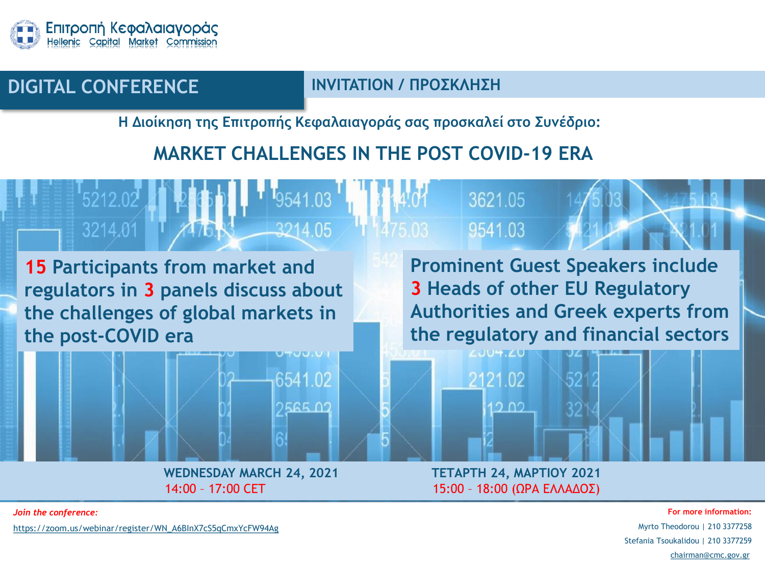Επιτροπή Κεφαλαιαγοράς
Hellenic Capital Market Commission

## DIGITAL CONFERENCE

**INVITATION / ΠΡΟΣΚΛΗΣΗ**

**Η Διοίκηση της Επιτροπής Κεφαλαιαγοράς σας προσκαλεί στο Συνέδριο:**

# MARKET CHALLENGES IN THE POST COVID-19 ERA

**15 Participants from market and regulators in 3 panels discuss about the challenges of global markets in the post-COVID era**

**Prominent Guest Speakers include 3 Heads of other EU Regulatory Authorities and Greek experts from the regulatory and financial sectors**

**WEDNESDAY MARCH 24, 2021**
14:00 – 17:00 CET

**ΤΕΤΑΡΤΗ 24, ΜΑΡΤΙΟΥ 2021**
15:00 – 18:00 (ΩΡΑ ΕΛΛΑΔΟΣ)

***Join the conference:***

https://zoom.us/webinar/register/WN_A6BInX7cS5qCmxYcFW94Ag

**For more information:**

Myrto Theodorou | 210 3377258

Stefania Tsoukalidou | 210 3377259

chairman@cmc.gov.gr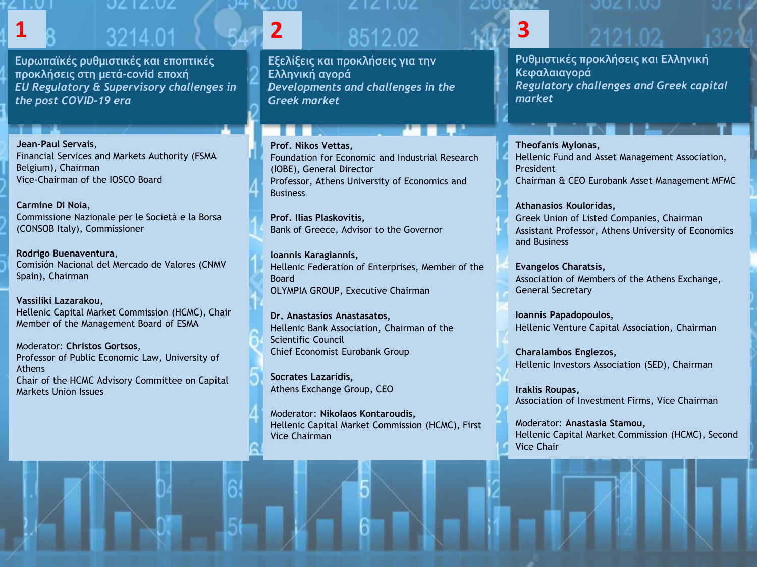## 1

**Ευρωπαϊκές ρυθμιστικές και εποπτικές προκλήσεις στη μετά-covid εποχή**
***EU Regulatory & Supervisory challenges in the post COVID-19 era***

**Jean-Paul Servais**,
Financial Services and Markets Authority (FSMA Belgium), Chairman
Vice-Chairman of the IOSCO Board

**Carmine Di Noia**,
Commissione Nazionale per le Società e la Borsa (CONSOB Italy), Commissioner

**Rodrigo Buenaventura**,
Comisión Nacional del Mercado de Valores (CNMV Spain), Chairman

**Vassiliki Lazarakou,**
Hellenic Capital Market Commission (HCMC), Chair
Member of the Management Board of ESMA

Moderator: **Christos Gortsos**,
Professor of Public Economic Law, University of Athens
Chair of the HCMC Advisory Committee on Capital Markets Union Issues

## 2

**Εξελίξεις και προκλήσεις για την Ελληνική αγορά**
***Developments and challenges in the Greek market***

**Prof. Nikos Vettas,**
Foundation for Economic and Industrial Research (IOBE), General Director
Professor, Athens University of Economics and Business

**Prof. Ilias Plaskovitis,**
Bank of Greece, Advisor to the Governor

**Ioannis Karagiannis,**
Hellenic Federation of Enterprises, Member of the Board
OLYMPIA GROUP, Executive Chairman

**Dr. Anastasios Anastasatos,**
Hellenic Bank Association, Chairman of the Scientific Council
Chief Economist Eurobank Group

**Socrates Lazaridis,**
Athens Exchange Group, CEO

Moderator: **Nikolaos Kontaroudis,**
Hellenic Capital Market Commission (HCMC), First Vice Chairman

## 3

**Ρυθμιστικές προκλήσεις και Ελληνική Κεφαλαιαγορά**
***Regulatory challenges and Greek capital market***

**Theofanis Mylonas,**
Hellenic Fund and Asset Management Association, President
Chairman & CEO Eurobank Asset Management MFMC

**Athanasios Kouloridas,**
Greek Union of Listed Companies, Chairman
Assistant Professor, Athens University of Economics and Business

**Evangelos Charatsis,**
Association of Members of the Athens Exchange, General Secretary

**Ioannis Papadopoulos,**
Hellenic Venture Capital Association, Chairman

**Charalambos Englezos,**
Hellenic Investors Association (SED), Chairman

**Iraklis Roupas,**
Association of Investment Firms, Vice Chairman

Moderator: **Anastasia Stamou,**
Hellenic Capital Market Commission (HCMC), Second Vice Chair